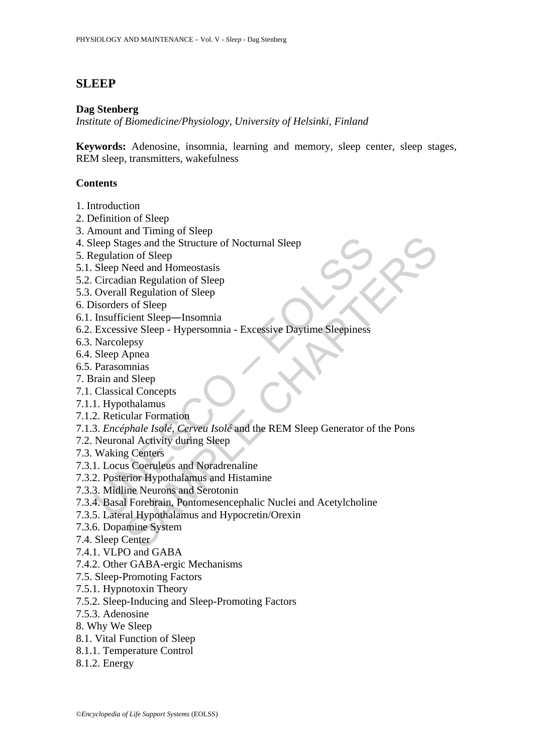# SLEEP

**Dag Stenberg**

*Institute of Biomedicine/Physiology, University of Helsinki, Finland*

**Keywords:** Adenosine, insomnia, learning and memory, sleep center, sleep stages, REM sleep, transmitters, wakefulness

## Contents

1. Introduction
2. Definition of Sleep
3. Amount and Timing of Sleep
4. Sleep Stages and the Structure of Nocturnal Sleep
5. Regulation of Sleep
5.1. Sleep Need and Homeostasis
5.2. Circadian Regulation of Sleep
5.3. Overall Regulation of Sleep
6. Disorders of Sleep
6.1. Insufficient Sleep—Insomnia
6.2. Excessive Sleep - Hypersomnia - Excessive Daytime Sleepiness
6.3. Narcolepsy
6.4. Sleep Apnea
6.5. Parasomnias
7. Brain and Sleep
7.1. Classical Concepts
7.1.1. Hypothalamus
7.1.2. Reticular Formation
7.1.3. *Encéphale Isolé*, *Cerveu Isolé* and the REM Sleep Generator of the Pons
7.2. Neuronal Activity during Sleep
7.3. Waking Centers
7.3.1. Locus Coeruleus and Noradrenaline
7.3.2. Posterior Hypothalamus and Histamine
7.3.3. Midline Neurons and Serotonin
7.3.4. Basal Forebrain, Pontomesencephalic Nuclei and Acetylcholine
7.3.5. Lateral Hypothalamus and Hypocretin/Orexin
7.3.6. Dopamine System
7.4. Sleep Center
7.4.1. VLPO and GABA
7.4.2. Other GABA-ergic Mechanisms
7.5. Sleep-Promoting Factors
7.5.1. Hypnotoxin Theory
7.5.2. Sleep-Inducing and Sleep-Promoting Factors
7.5.3. Adenosine
8. Why We Sleep
8.1. Vital Function of Sleep
8.1.1. Temperature Control
8.1.2. Energy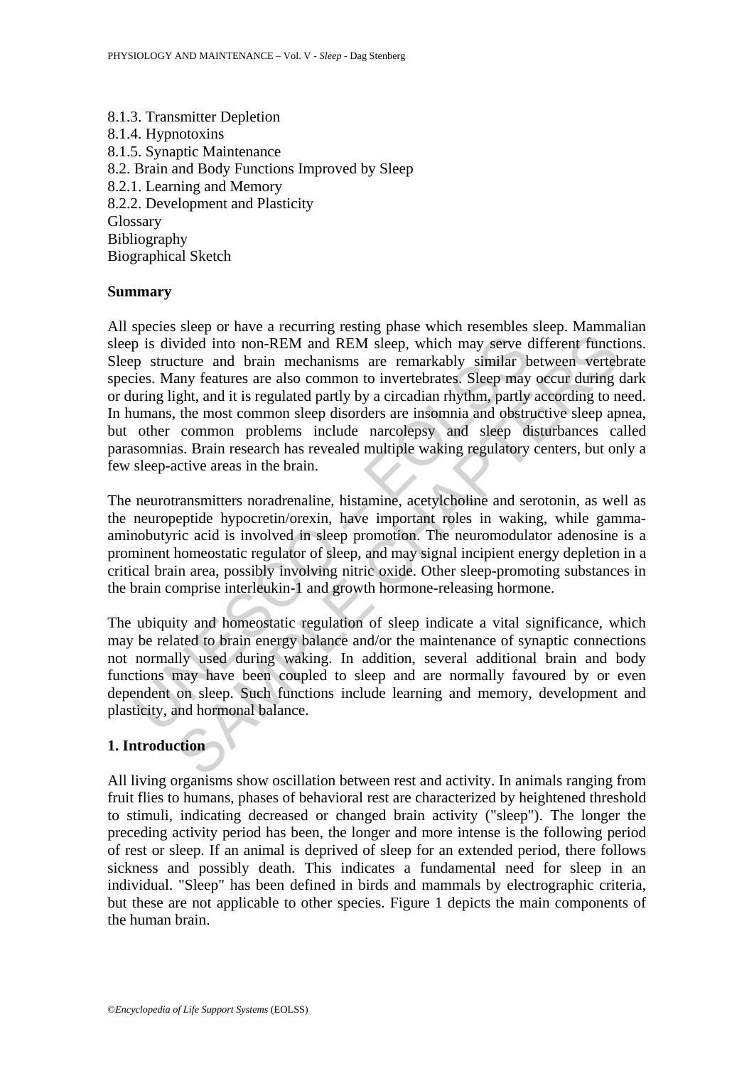8.1.3. Transmitter Depletion
8.1.4. Hypnotoxins
8.1.5. Synaptic Maintenance
8.2. Brain and Body Functions Improved by Sleep
8.2.1. Learning and Memory
8.2.2. Development and Plasticity
Glossary
Bibliography
Biographical Sketch

**Summary**

All species sleep or have a recurring resting phase which resembles sleep. Mammalian sleep is divided into non-REM and REM sleep, which may serve different functions. Sleep structure and brain mechanisms are remarkably similar between vertebrate species. Many features are also common to invertebrates. Sleep may occur during dark or during light, and it is regulated partly by a circadian rhythm, partly according to need. In humans, the most common sleep disorders are insomnia and obstructive sleep apnea, but other common problems include narcolepsy and sleep disturbances called parasomnias. Brain research has revealed multiple waking regulatory centers, but only a few sleep-active areas in the brain.

The neurotransmitters noradrenaline, histamine, acetylcholine and serotonin, as well as the neuropeptide hypocretin/orexin, have important roles in waking, while gamma-aminobutyric acid is involved in sleep promotion. The neuromodulator adenosine is a prominent homeostatic regulator of sleep, and may signal incipient energy depletion in a critical brain area, possibly involving nitric oxide. Other sleep-promoting substances in the brain comprise interleukin-1 and growth hormone-releasing hormone.

The ubiquity and homeostatic regulation of sleep indicate a vital significance, which may be related to brain energy balance and/or the maintenance of synaptic connections not normally used during waking. In addition, several additional brain and body functions may have been coupled to sleep and are normally favoured by or even dependent on sleep. Such functions include learning and memory, development and plasticity, and hormonal balance.

## 1. Introduction

All living organisms show oscillation between rest and activity. In animals ranging from fruit flies to humans, phases of behavioral rest are characterized by heightened threshold to stimuli, indicating decreased or changed brain activity ("sleep"). The longer the preceding activity period has been, the longer and more intense is the following period of rest or sleep. If an animal is deprived of sleep for an extended period, there follows sickness and possibly death. This indicates a fundamental need for sleep in an individual. "Sleep" has been defined in birds and mammals by electrographic criteria, but these are not applicable to other species. Figure 1 depicts the main components of the human brain.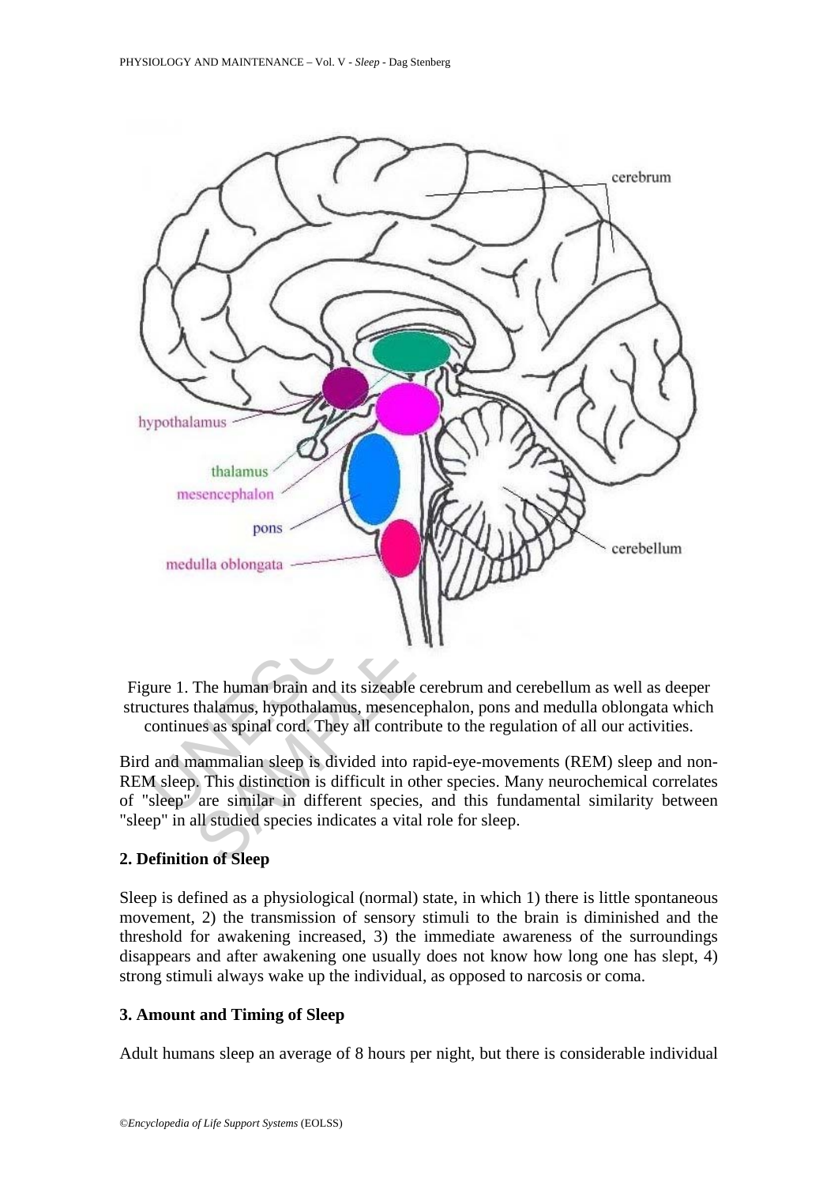Figure 1. The human brain and its sizeable cerebrum and cerebellum as well as deeper structures thalamus, hypothalamus, mesencephalon, pons and medulla oblongata which continues as spinal cord. They all contribute to the regulation of all our activities.

Bird and mammalian sleep is divided into rapid-eye-movements (REM) sleep and non-REM sleep. This distinction is difficult in other species. Many neurochemical correlates of "sleep" are similar in different species, and this fundamental similarity between "sleep" in all studied species indicates a vital role for sleep.

## 2. Definition of Sleep

Sleep is defined as a physiological (normal) state, in which 1) there is little spontaneous movement, 2) the transmission of sensory stimuli to the brain is diminished and the threshold for awakening increased, 3) the immediate awareness of the surroundings disappears and after awakening one usually does not know how long one has slept, 4) strong stimuli always wake up the individual, as opposed to narcosis or coma.

## 3. Amount and Timing of Sleep

Adult humans sleep an average of 8 hours per night, but there is considerable individual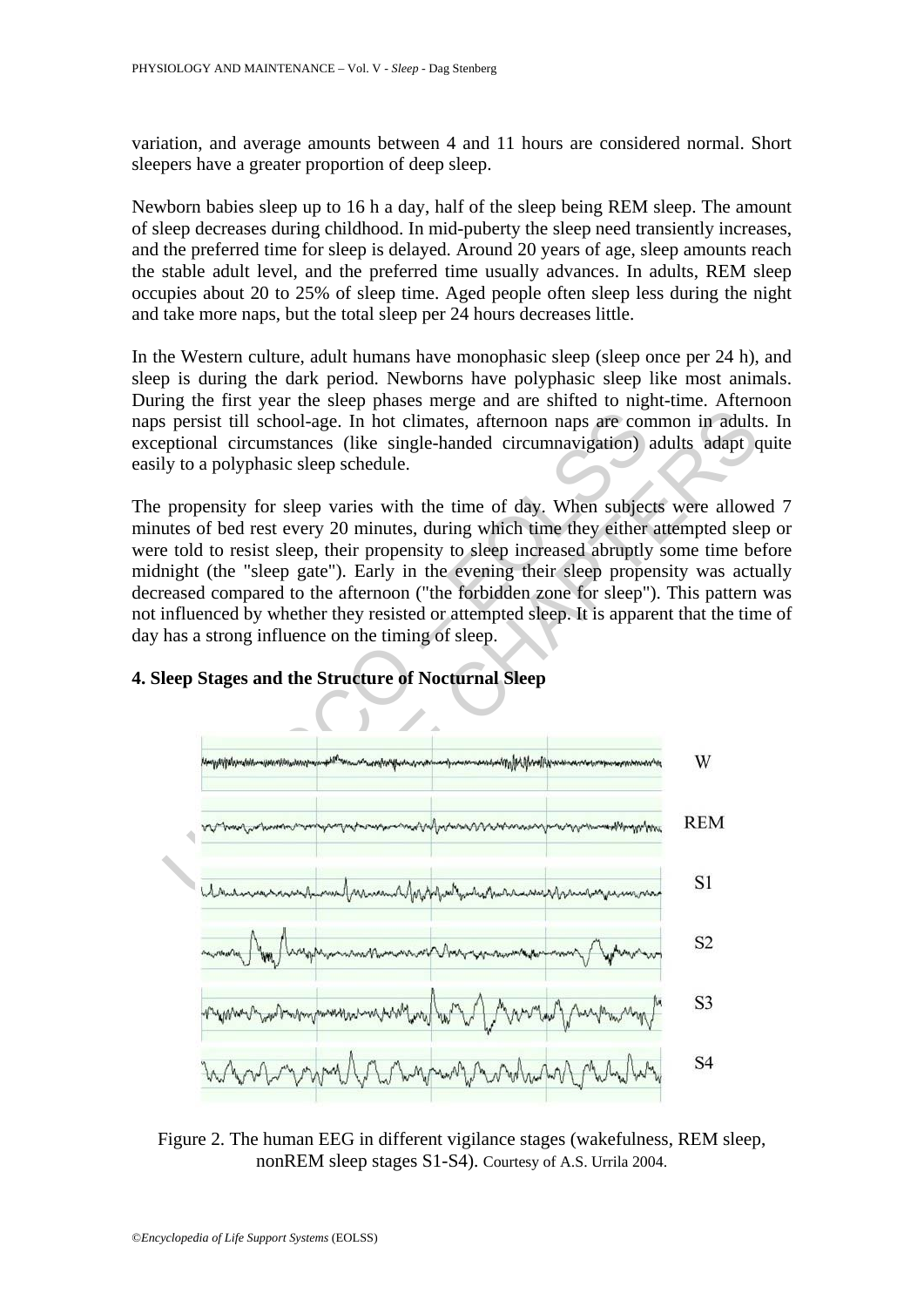variation, and average amounts between 4 and 11 hours are considered normal. Short sleepers have a greater proportion of deep sleep.

Newborn babies sleep up to 16 h a day, half of the sleep being REM sleep. The amount of sleep decreases during childhood. In mid-puberty the sleep need transiently increases, and the preferred time for sleep is delayed. Around 20 years of age, sleep amounts reach the stable adult level, and the preferred time usually advances. In adults, REM sleep occupies about 20 to 25% of sleep time. Aged people often sleep less during the night and take more naps, but the total sleep per 24 hours decreases little.

In the Western culture, adult humans have monophasic sleep (sleep once per 24 h), and sleep is during the dark period. Newborns have polyphasic sleep like most animals. During the first year the sleep phases merge and are shifted to night-time. Afternoon naps persist till school-age. In hot climates, afternoon naps are common in adults. In exceptional circumstances (like single-handed circumnavigation) adults adapt quite easily to a polyphasic sleep schedule.

The propensity for sleep varies with the time of day. When subjects were allowed 7 minutes of bed rest every 20 minutes, during which time they either attempted sleep or were told to resist sleep, their propensity to sleep increased abruptly some time before midnight (the "sleep gate"). Early in the evening their sleep propensity was actually decreased compared to the afternoon ("the forbidden zone for sleep"). This pattern was not influenced by whether they resisted or attempted sleep. It is apparent that the time of day has a strong influence on the timing of sleep.

## 4. Sleep Stages and the Structure of Nocturnal Sleep

Figure 2. The human EEG in different vigilance stages (wakefulness, REM sleep, nonREM sleep stages S1-S4). Courtesy of A.S. Urrila 2004.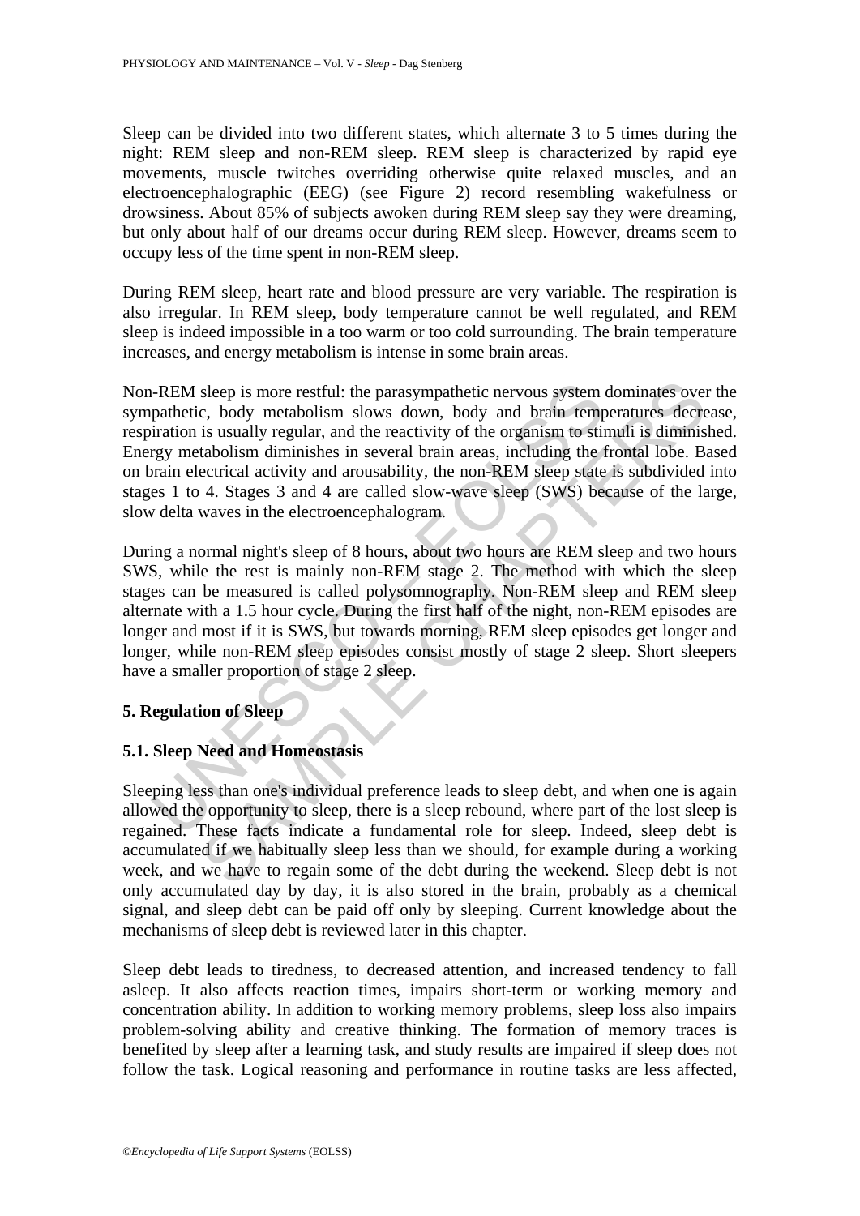Sleep can be divided into two different states, which alternate 3 to 5 times during the night: REM sleep and non-REM sleep. REM sleep is characterized by rapid eye movements, muscle twitches overriding otherwise quite relaxed muscles, and an electroencephalographic (EEG) (see Figure 2) record resembling wakefulness or drowsiness. About 85% of subjects awoken during REM sleep say they were dreaming, but only about half of our dreams occur during REM sleep. However, dreams seem to occupy less of the time spent in non-REM sleep.

During REM sleep, heart rate and blood pressure are very variable. The respiration is also irregular. In REM sleep, body temperature cannot be well regulated, and REM sleep is indeed impossible in a too warm or too cold surrounding. The brain temperature increases, and energy metabolism is intense in some brain areas.

Non-REM sleep is more restful: the parasympathetic nervous system dominates over the sympathetic, body metabolism slows down, body and brain temperatures decrease, respiration is usually regular, and the reactivity of the organism to stimuli is diminished. Energy metabolism diminishes in several brain areas, including the frontal lobe. Based on brain electrical activity and arousability, the non-REM sleep state is subdivided into stages 1 to 4. Stages 3 and 4 are called slow-wave sleep (SWS) because of the large, slow delta waves in the electroencephalogram.

During a normal night's sleep of 8 hours, about two hours are REM sleep and two hours SWS, while the rest is mainly non-REM stage 2. The method with which the sleep stages can be measured is called polysomnography. Non-REM sleep and REM sleep alternate with a 1.5 hour cycle. During the first half of the night, non-REM episodes are longer and most if it is SWS, but towards morning, REM sleep episodes get longer and longer, while non-REM sleep episodes consist mostly of stage 2 sleep. Short sleepers have a smaller proportion of stage 2 sleep.

## 5. Regulation of Sleep

### 5.1. Sleep Need and Homeostasis

Sleeping less than one's individual preference leads to sleep debt, and when one is again allowed the opportunity to sleep, there is a sleep rebound, where part of the lost sleep is regained. These facts indicate a fundamental role for sleep. Indeed, sleep debt is accumulated if we habitually sleep less than we should, for example during a working week, and we have to regain some of the debt during the weekend. Sleep debt is not only accumulated day by day, it is also stored in the brain, probably as a chemical signal, and sleep debt can be paid off only by sleeping. Current knowledge about the mechanisms of sleep debt is reviewed later in this chapter.

Sleep debt leads to tiredness, to decreased attention, and increased tendency to fall asleep. It also affects reaction times, impairs short-term or working memory and concentration ability. In addition to working memory problems, sleep loss also impairs problem-solving ability and creative thinking. The formation of memory traces is benefited by sleep after a learning task, and study results are impaired if sleep does not follow the task. Logical reasoning and performance in routine tasks are less affected,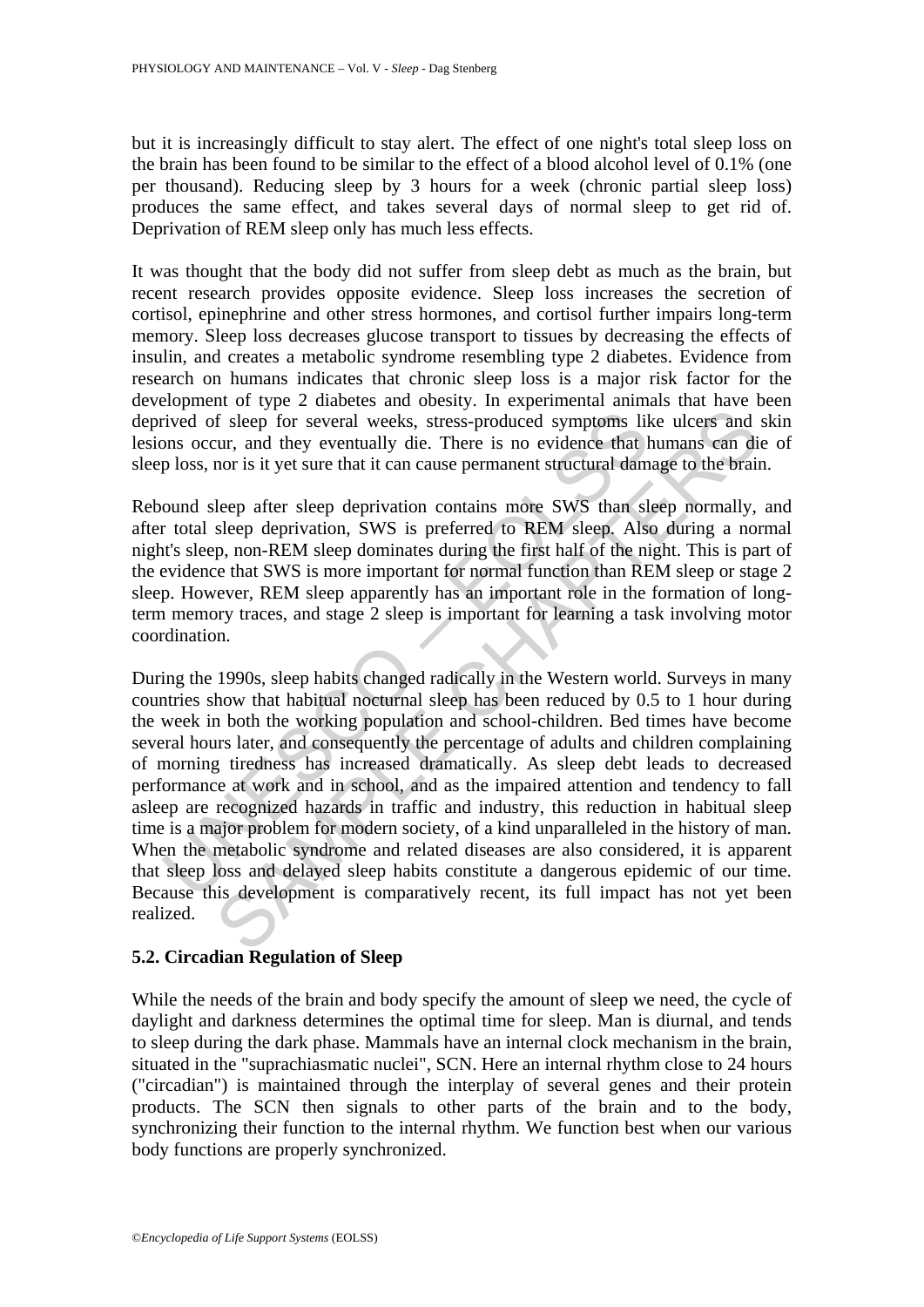but it is increasingly difficult to stay alert. The effect of one night's total sleep loss on the brain has been found to be similar to the effect of a blood alcohol level of 0.1% (one per thousand). Reducing sleep by 3 hours for a week (chronic partial sleep loss) produces the same effect, and takes several days of normal sleep to get rid of. Deprivation of REM sleep only has much less effects.

It was thought that the body did not suffer from sleep debt as much as the brain, but recent research provides opposite evidence. Sleep loss increases the secretion of cortisol, epinephrine and other stress hormones, and cortisol further impairs long-term memory. Sleep loss decreases glucose transport to tissues by decreasing the effects of insulin, and creates a metabolic syndrome resembling type 2 diabetes. Evidence from research on humans indicates that chronic sleep loss is a major risk factor for the development of type 2 diabetes and obesity. In experimental animals that have been deprived of sleep for several weeks, stress-produced symptoms like ulcers and skin lesions occur, and they eventually die. There is no evidence that humans can die of sleep loss, nor is it yet sure that it can cause permanent structural damage to the brain.

Rebound sleep after sleep deprivation contains more SWS than sleep normally, and after total sleep deprivation, SWS is preferred to REM sleep. Also during a normal night's sleep, non-REM sleep dominates during the first half of the night. This is part of the evidence that SWS is more important for normal function than REM sleep or stage 2 sleep. However, REM sleep apparently has an important role in the formation of long-term memory traces, and stage 2 sleep is important for learning a task involving motor coordination.

During the 1990s, sleep habits changed radically in the Western world. Surveys in many countries show that habitual nocturnal sleep has been reduced by 0.5 to 1 hour during the week in both the working population and school-children. Bed times have become several hours later, and consequently the percentage of adults and children complaining of morning tiredness has increased dramatically. As sleep debt leads to decreased performance at work and in school, and as the impaired attention and tendency to fall asleep are recognized hazards in traffic and industry, this reduction in habitual sleep time is a major problem for modern society, of a kind unparalleled in the history of man. When the metabolic syndrome and related diseases are also considered, it is apparent that sleep loss and delayed sleep habits constitute a dangerous epidemic of our time. Because this development is comparatively recent, its full impact has not yet been realized.

### 5.2. Circadian Regulation of Sleep

While the needs of the brain and body specify the amount of sleep we need, the cycle of daylight and darkness determines the optimal time for sleep. Man is diurnal, and tends to sleep during the dark phase. Mammals have an internal clock mechanism in the brain, situated in the "suprachiasmatic nuclei", SCN. Here an internal rhythm close to 24 hours ("circadian") is maintained through the interplay of several genes and their protein products. The SCN then signals to other parts of the brain and to the body, synchronizing their function to the internal rhythm. We function best when our various body functions are properly synchronized.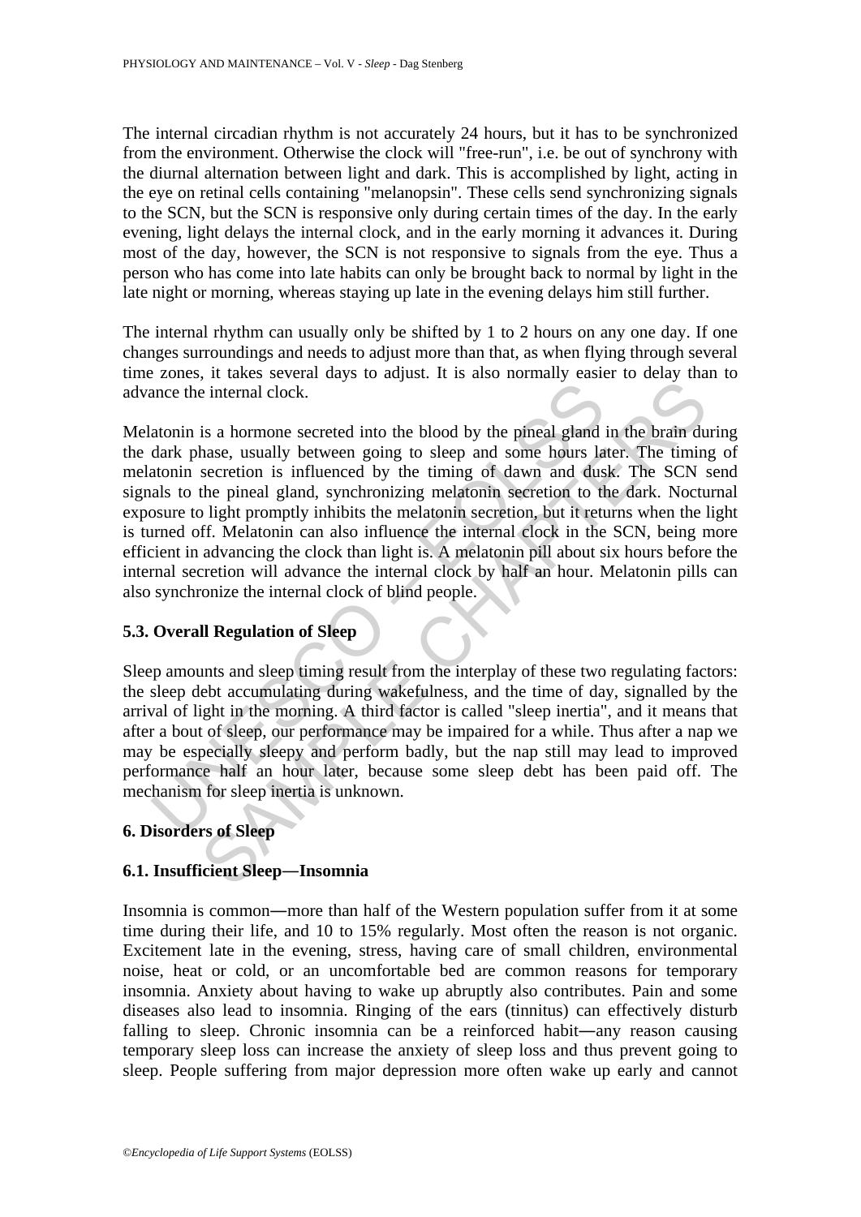The internal circadian rhythm is not accurately 24 hours, but it has to be synchronized from the environment. Otherwise the clock will "free-run", i.e. be out of synchrony with the diurnal alternation between light and dark. This is accomplished by light, acting in the eye on retinal cells containing "melanopsin". These cells send synchronizing signals to the SCN, but the SCN is responsive only during certain times of the day. In the early evening, light delays the internal clock, and in the early morning it advances it. During most of the day, however, the SCN is not responsive to signals from the eye. Thus a person who has come into late habits can only be brought back to normal by light in the late night or morning, whereas staying up late in the evening delays him still further.

The internal rhythm can usually only be shifted by 1 to 2 hours on any one day. If one changes surroundings and needs to adjust more than that, as when flying through several time zones, it takes several days to adjust. It is also normally easier to delay than to advance the internal clock.

Melatonin is a hormone secreted into the blood by the pineal gland in the brain during the dark phase, usually between going to sleep and some hours later. The timing of melatonin secretion is influenced by the timing of dawn and dusk. The SCN send signals to the pineal gland, synchronizing melatonin secretion to the dark. Nocturnal exposure to light promptly inhibits the melatonin secretion, but it returns when the light is turned off. Melatonin can also influence the internal clock in the SCN, being more efficient in advancing the clock than light is. A melatonin pill about six hours before the internal secretion will advance the internal clock by half an hour. Melatonin pills can also synchronize the internal clock of blind people.

### 5.3. Overall Regulation of Sleep

Sleep amounts and sleep timing result from the interplay of these two regulating factors: the sleep debt accumulating during wakefulness, and the time of day, signalled by the arrival of light in the morning. A third factor is called "sleep inertia", and it means that after a bout of sleep, our performance may be impaired for a while. Thus after a nap we may be especially sleepy and perform badly, but the nap still may lead to improved performance half an hour later, because some sleep debt has been paid off. The mechanism for sleep inertia is unknown.

## 6. Disorders of Sleep

### 6.1. Insufficient Sleep—Insomnia

Insomnia is common—more than half of the Western population suffer from it at some time during their life, and 10 to 15% regularly. Most often the reason is not organic. Excitement late in the evening, stress, having care of small children, environmental noise, heat or cold, or an uncomfortable bed are common reasons for temporary insomnia. Anxiety about having to wake up abruptly also contributes. Pain and some diseases also lead to insomnia. Ringing of the ears (tinnitus) can effectively disturb falling to sleep. Chronic insomnia can be a reinforced habit—any reason causing temporary sleep loss can increase the anxiety of sleep loss and thus prevent going to sleep. People suffering from major depression more often wake up early and cannot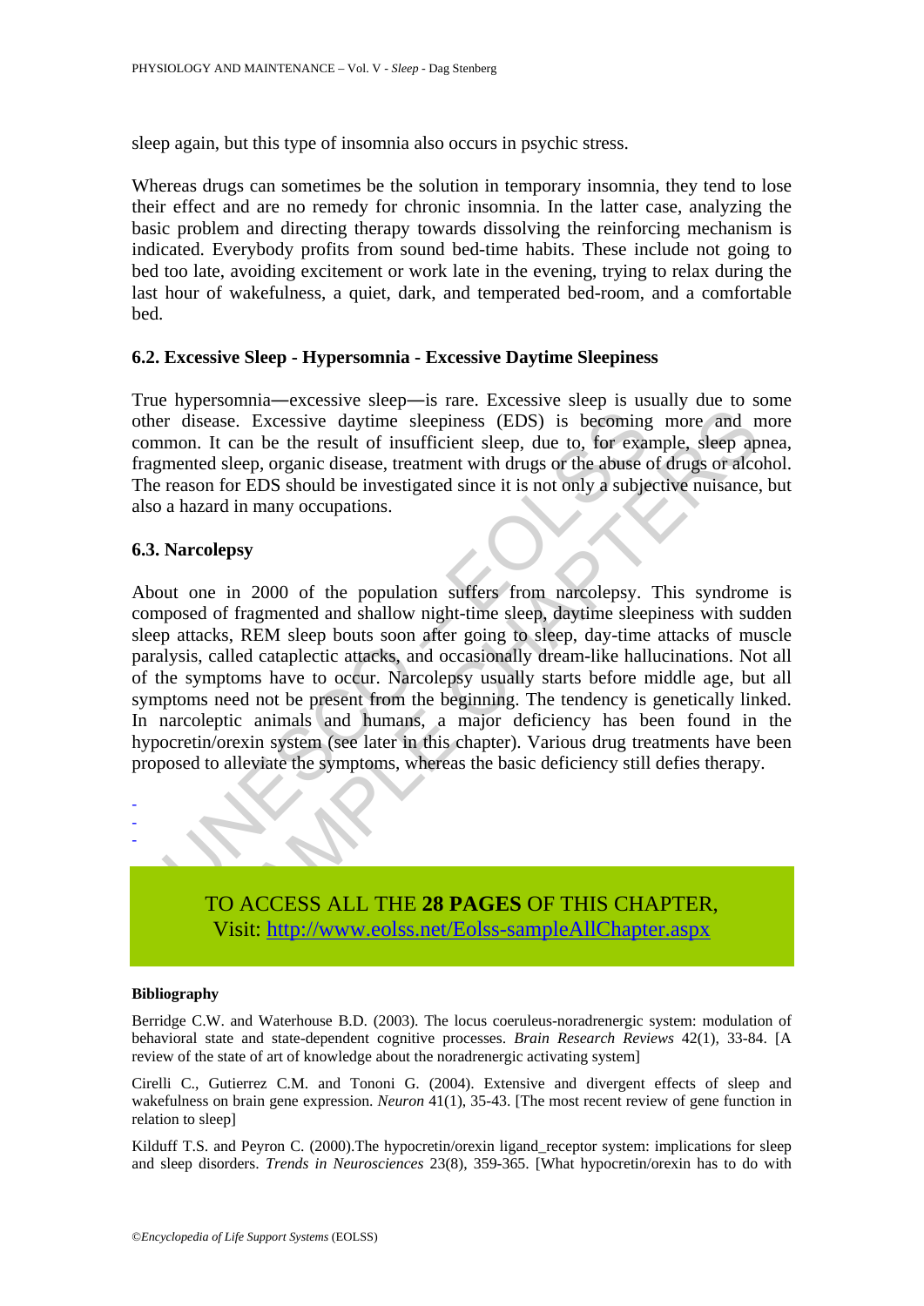sleep again, but this type of insomnia also occurs in psychic stress.

Whereas drugs can sometimes be the solution in temporary insomnia, they tend to lose their effect and are no remedy for chronic insomnia. In the latter case, analyzing the basic problem and directing therapy towards dissolving the reinforcing mechanism is indicated. Everybody profits from sound bed-time habits. These include not going to bed too late, avoiding excitement or work late in the evening, trying to relax during the last hour of wakefulness, a quiet, dark, and temperated bed-room, and a comfortable bed.

### 6.2. Excessive Sleep - Hypersomnia - Excessive Daytime Sleepiness

True hypersomnia—excessive sleep—is rare. Excessive sleep is usually due to some other disease. Excessive daytime sleepiness (EDS) is becoming more and more common. It can be the result of insufficient sleep, due to, for example, sleep apnea, fragmented sleep, organic disease, treatment with drugs or the abuse of drugs or alcohol. The reason for EDS should be investigated since it is not only a subjective nuisance, but also a hazard in many occupations.

### 6.3. Narcolepsy

About one in 2000 of the population suffers from narcolepsy. This syndrome is composed of fragmented and shallow night-time sleep, daytime sleepiness with sudden sleep attacks, REM sleep bouts soon after going to sleep, day-time attacks of muscle paralysis, called cataplectic attacks, and occasionally dream-like hallucinations. Not all of the symptoms have to occur. Narcolepsy usually starts before middle age, but all symptoms need not be present from the beginning. The tendency is genetically linked. In narcoleptic animals and humans, a major deficiency has been found in the hypocretin/orexin system (see later in this chapter). Various drug treatments have been proposed to alleviate the symptoms, whereas the basic deficiency still defies therapy.

-
-
-

TO ACCESS ALL THE **28 PAGES** OF THIS CHAPTER,
Visit: http://www.eolss.net/Eolss-sampleAllChapter.aspx

#### Bibliography

Berridge C.W. and Waterhouse B.D. (2003). The locus coeruleus-noradrenergic system: modulation of behavioral state and state-dependent cognitive processes. *Brain Research Reviews* 42(1), 33-84. [A review of the state of art of knowledge about the noradrenergic activating system]

Cirelli C., Gutierrez C.M. and Tononi G. (2004). Extensive and divergent effects of sleep and wakefulness on brain gene expression. *Neuron* 41(1), 35-43. [The most recent review of gene function in relation to sleep]

Kilduff T.S. and Peyron C. (2000).The hypocretin/orexin ligand_receptor system: implications for sleep and sleep disorders. *Trends in Neurosciences* 23(8), 359-365. [What hypocretin/orexin has to do with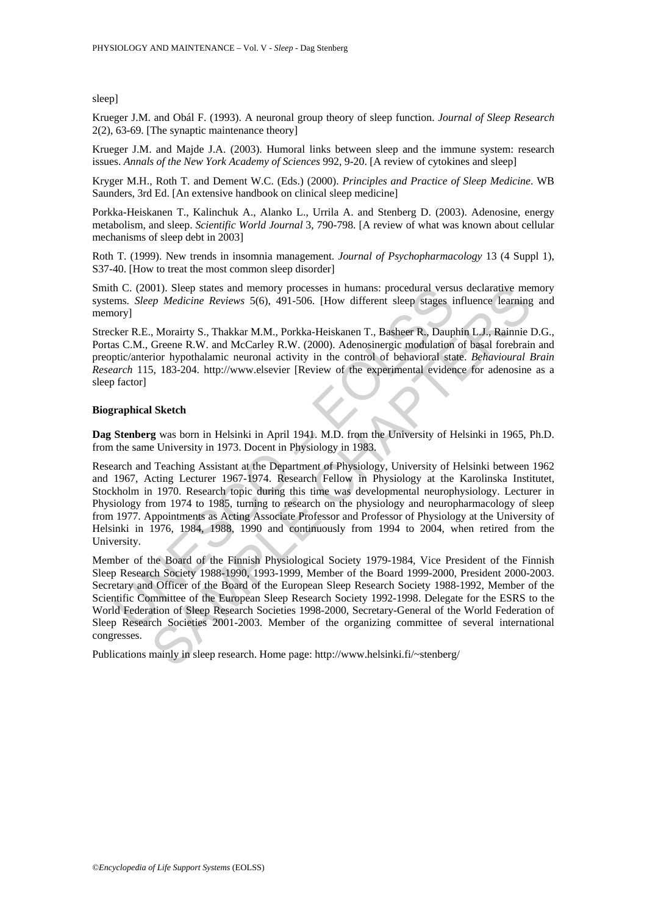sleep]

Krueger J.M. and Obál F. (1993). A neuronal group theory of sleep function. *Journal of Sleep Research* 2(2), 63-69. [The synaptic maintenance theory]

Krueger J.M. and Majde J.A. (2003). Humoral links between sleep and the immune system: research issues. *Annals of the New York Academy of Sciences* 992, 9-20. [A review of cytokines and sleep]

Kryger M.H., Roth T. and Dement W.C. (Eds.) (2000). *Principles and Practice of Sleep Medicine*. WB Saunders, 3rd Ed. [An extensive handbook on clinical sleep medicine]

Porkka-Heiskanen T., Kalinchuk A., Alanko L., Urrila A. and Stenberg D. (2003). Adenosine, energy metabolism, and sleep. *Scientific World Journal* 3, 790-798. [A review of what was known about cellular mechanisms of sleep debt in 2003]

Roth T. (1999). New trends in insomnia management. *Journal of Psychopharmacology* 13 (4 Suppl 1), S37-40. [How to treat the most common sleep disorder]

Smith C. (2001). Sleep states and memory processes in humans: procedural versus declarative memory systems. *Sleep Medicine Reviews* 5(6), 491-506. [How different sleep stages influence learning and memory]

Strecker R.E., Morairty S., Thakkar M.M., Porkka-Heiskanen T., Basheer R., Dauphin L.J., Rainnie D.G., Portas C.M., Greene R.W. and McCarley R.W. (2000). Adenosinergic modulation of basal forebrain and preoptic/anterior hypothalamic neuronal activity in the control of behavioral state. *Behavioural Brain Research* 115, 183-204. http://www.elsevier [Review of the experimental evidence for adenosine as a sleep factor]

**Biographical Sketch**

**Dag Stenberg** was born in Helsinki in April 1941. M.D. from the University of Helsinki in 1965, Ph.D. from the same University in 1973. Docent in Physiology in 1983.

Research and Teaching Assistant at the Department of Physiology, University of Helsinki between 1962 and 1967, Acting Lecturer 1967-1974. Research Fellow in Physiology at the Karolinska Institutet, Stockholm in 1970. Research topic during this time was developmental neurophysiology. Lecturer in Physiology from 1974 to 1985, turning to research on the physiology and neuropharmacology of sleep from 1977. Appointments as Acting Associate Professor and Professor of Physiology at the University of Helsinki in 1976, 1984, 1988, 1990 and continuously from 1994 to 2004, when retired from the University.

Member of the Board of the Finnish Physiological Society 1979-1984, Vice President of the Finnish Sleep Research Society 1988-1990, 1993-1999, Member of the Board 1999-2000, President 2000-2003. Secretary and Officer of the Board of the European Sleep Research Society 1988-1992, Member of the Scientific Committee of the European Sleep Research Society 1992-1998. Delegate for the ESRS to the World Federation of Sleep Research Societies 1998-2000, Secretary-General of the World Federation of Sleep Research Societies 2001-2003. Member of the organizing committee of several international congresses.

Publications mainly in sleep research. Home page: http://www.helsinki.fi/~stenberg/